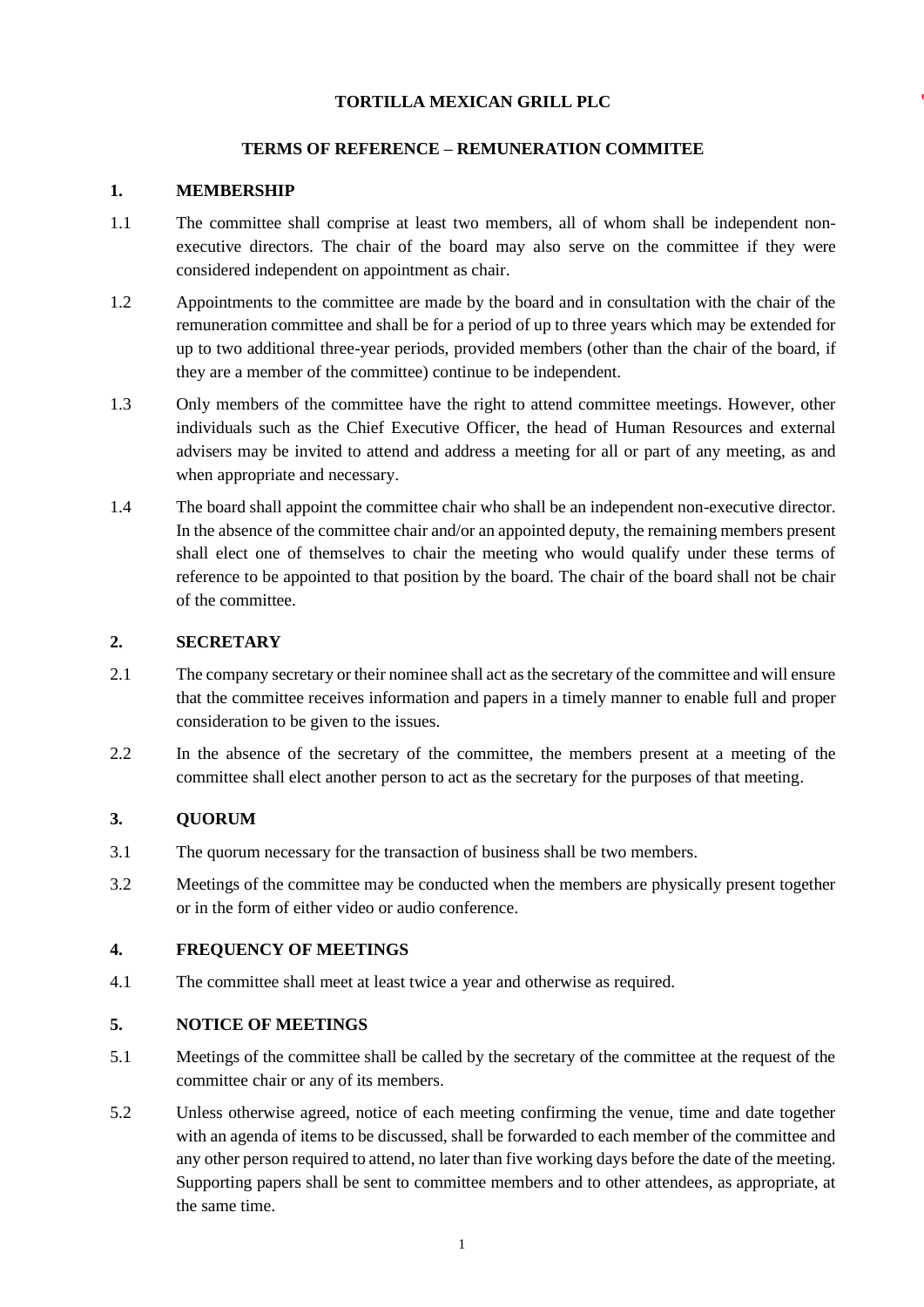**TORTILLA MEXICAN GRILL PLC**

**TERMS OF REFERENCE – REMUNERATION COMMITEE**

## 1. MEMBERSHIP

1.1 The committee shall comprise at least two members, all of whom shall be independent non-executive directors. The chair of the board may also serve on the committee if they were considered independent on appointment as chair.

1.2 Appointments to the committee are made by the board and in consultation with the chair of the remuneration committee and shall be for a period of up to three years which may be extended for up to two additional three-year periods, provided members (other than the chair of the board, if they are a member of the committee) continue to be independent.

1.3 Only members of the committee have the right to attend committee meetings. However, other individuals such as the Chief Executive Officer, the head of Human Resources and external advisers may be invited to attend and address a meeting for all or part of any meeting, as and when appropriate and necessary.

1.4 The board shall appoint the committee chair who shall be an independent non-executive director. In the absence of the committee chair and/or an appointed deputy, the remaining members present shall elect one of themselves to chair the meeting who would qualify under these terms of reference to be appointed to that position by the board. The chair of the board shall not be chair of the committee.

## 2. SECRETARY

2.1 The company secretary or their nominee shall act as the secretary of the committee and will ensure that the committee receives information and papers in a timely manner to enable full and proper consideration to be given to the issues.

2.2 In the absence of the secretary of the committee, the members present at a meeting of the committee shall elect another person to act as the secretary for the purposes of that meeting.

## 3. QUORUM

3.1 The quorum necessary for the transaction of business shall be two members.

3.2 Meetings of the committee may be conducted when the members are physically present together or in the form of either video or audio conference.

## 4. FREQUENCY OF MEETINGS

4.1 The committee shall meet at least twice a year and otherwise as required.

## 5. NOTICE OF MEETINGS

5.1 Meetings of the committee shall be called by the secretary of the committee at the request of the committee chair or any of its members.

5.2 Unless otherwise agreed, notice of each meeting confirming the venue, time and date together with an agenda of items to be discussed, shall be forwarded to each member of the committee and any other person required to attend, no later than five working days before the date of the meeting. Supporting papers shall be sent to committee members and to other attendees, as appropriate, at the same time.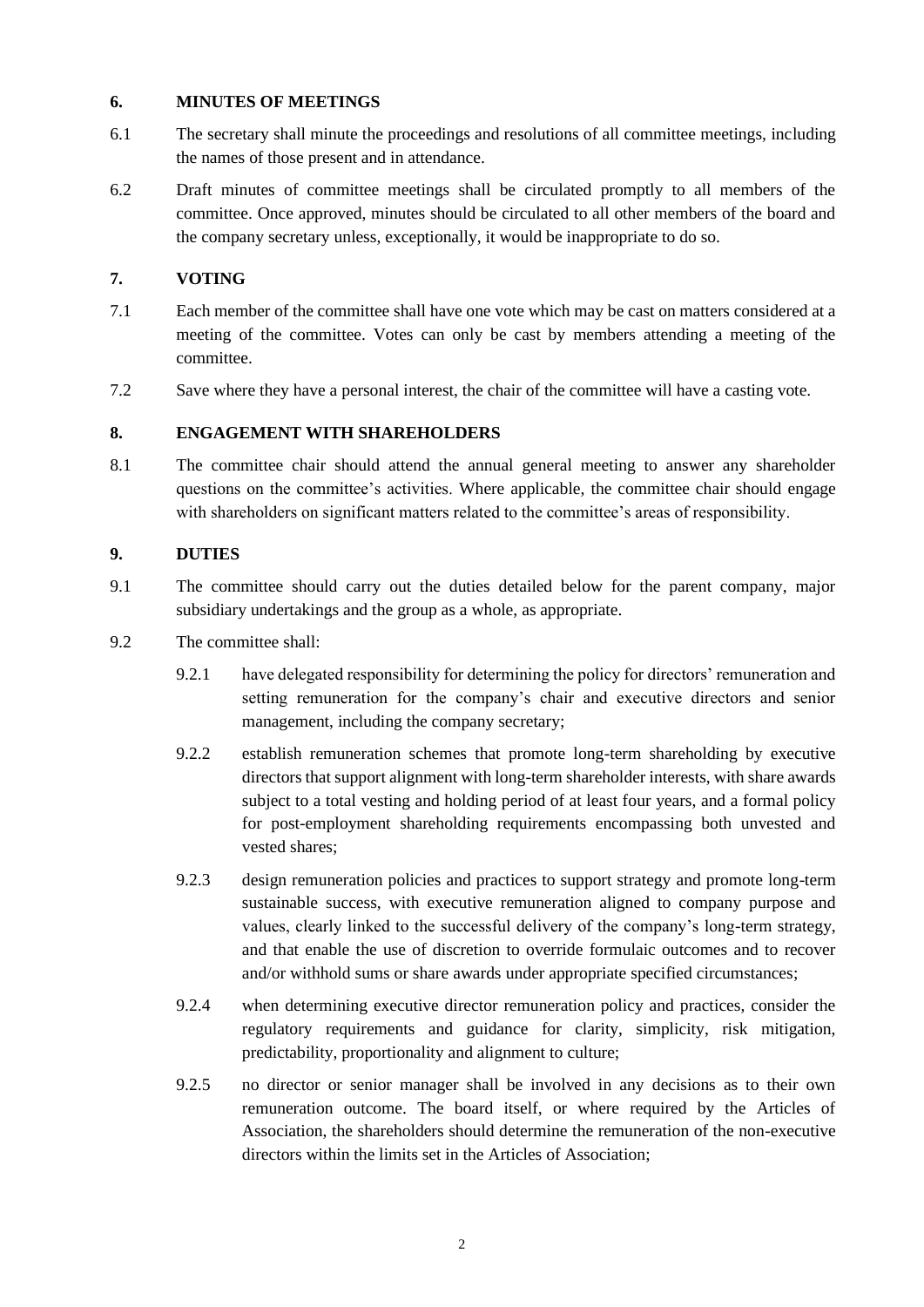## 6. MINUTES OF MEETINGS

6.1 The secretary shall minute the proceedings and resolutions of all committee meetings, including the names of those present and in attendance.

6.2 Draft minutes of committee meetings shall be circulated promptly to all members of the committee. Once approved, minutes should be circulated to all other members of the board and the company secretary unless, exceptionally, it would be inappropriate to do so.

## 7. VOTING

7.1 Each member of the committee shall have one vote which may be cast on matters considered at a meeting of the committee. Votes can only be cast by members attending a meeting of the committee.

7.2 Save where they have a personal interest, the chair of the committee will have a casting vote.

## 8. ENGAGEMENT WITH SHAREHOLDERS

8.1 The committee chair should attend the annual general meeting to answer any shareholder questions on the committee's activities. Where applicable, the committee chair should engage with shareholders on significant matters related to the committee's areas of responsibility.

## 9. DUTIES

9.1 The committee should carry out the duties detailed below for the parent company, major subsidiary undertakings and the group as a whole, as appropriate.

9.2 The committee shall:

9.2.1 have delegated responsibility for determining the policy for directors' remuneration and setting remuneration for the company's chair and executive directors and senior management, including the company secretary;

9.2.2 establish remuneration schemes that promote long-term shareholding by executive directors that support alignment with long-term shareholder interests, with share awards subject to a total vesting and holding period of at least four years, and a formal policy for post-employment shareholding requirements encompassing both unvested and vested shares;

9.2.3 design remuneration policies and practices to support strategy and promote long-term sustainable success, with executive remuneration aligned to company purpose and values, clearly linked to the successful delivery of the company's long-term strategy, and that enable the use of discretion to override formulaic outcomes and to recover and/or withhold sums or share awards under appropriate specified circumstances;

9.2.4 when determining executive director remuneration policy and practices, consider the regulatory requirements and guidance for clarity, simplicity, risk mitigation, predictability, proportionality and alignment to culture;

9.2.5 no director or senior manager shall be involved in any decisions as to their own remuneration outcome. The board itself, or where required by the Articles of Association, the shareholders should determine the remuneration of the non-executive directors within the limits set in the Articles of Association;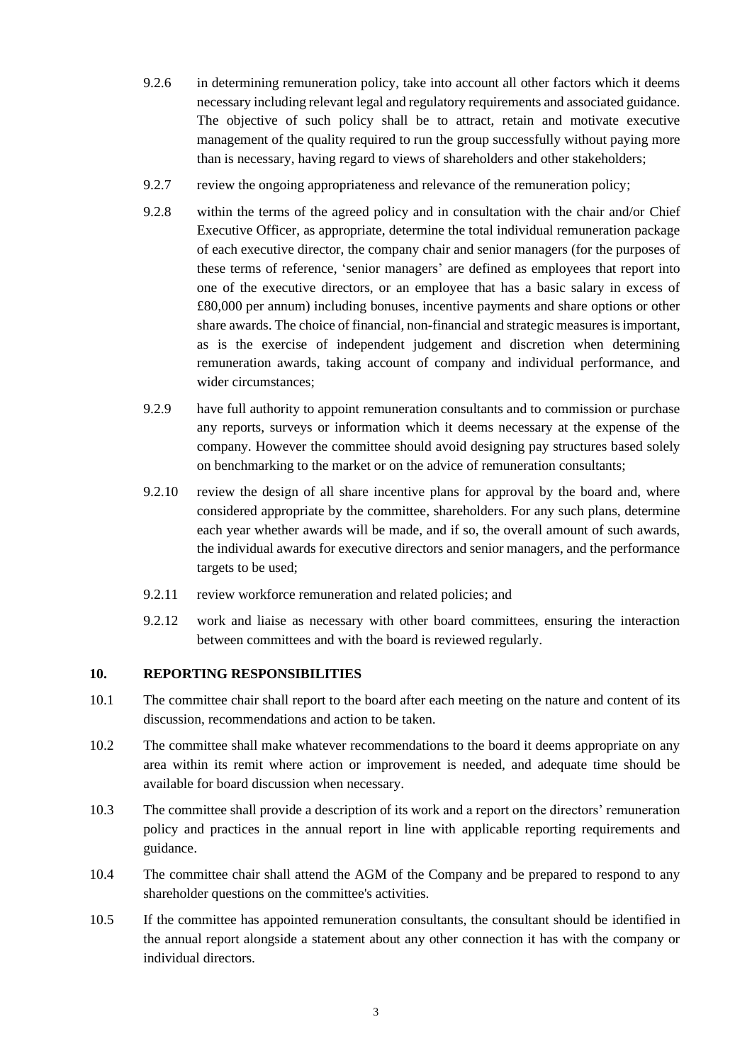9.2.6 in determining remuneration policy, take into account all other factors which it deems necessary including relevant legal and regulatory requirements and associated guidance. The objective of such policy shall be to attract, retain and motivate executive management of the quality required to run the group successfully without paying more than is necessary, having regard to views of shareholders and other stakeholders;

9.2.7 review the ongoing appropriateness and relevance of the remuneration policy;

9.2.8 within the terms of the agreed policy and in consultation with the chair and/or Chief Executive Officer, as appropriate, determine the total individual remuneration package of each executive director, the company chair and senior managers (for the purposes of these terms of reference, 'senior managers' are defined as employees that report into one of the executive directors, or an employee that has a basic salary in excess of £80,000 per annum) including bonuses, incentive payments and share options or other share awards. The choice of financial, non-financial and strategic measures is important, as is the exercise of independent judgement and discretion when determining remuneration awards, taking account of company and individual performance, and wider circumstances;

9.2.9 have full authority to appoint remuneration consultants and to commission or purchase any reports, surveys or information which it deems necessary at the expense of the company. However the committee should avoid designing pay structures based solely on benchmarking to the market or on the advice of remuneration consultants;

9.2.10 review the design of all share incentive plans for approval by the board and, where considered appropriate by the committee, shareholders. For any such plans, determine each year whether awards will be made, and if so, the overall amount of such awards, the individual awards for executive directors and senior managers, and the performance targets to be used;

9.2.11 review workforce remuneration and related policies; and

9.2.12 work and liaise as necessary with other board committees, ensuring the interaction between committees and with the board is reviewed regularly.

## 10. REPORTING RESPONSIBILITIES

10.1 The committee chair shall report to the board after each meeting on the nature and content of its discussion, recommendations and action to be taken.

10.2 The committee shall make whatever recommendations to the board it deems appropriate on any area within its remit where action or improvement is needed, and adequate time should be available for board discussion when necessary.

10.3 The committee shall provide a description of its work and a report on the directors' remuneration policy and practices in the annual report in line with applicable reporting requirements and guidance.

10.4 The committee chair shall attend the AGM of the Company and be prepared to respond to any shareholder questions on the committee's activities.

10.5 If the committee has appointed remuneration consultants, the consultant should be identified in the annual report alongside a statement about any other connection it has with the company or individual directors.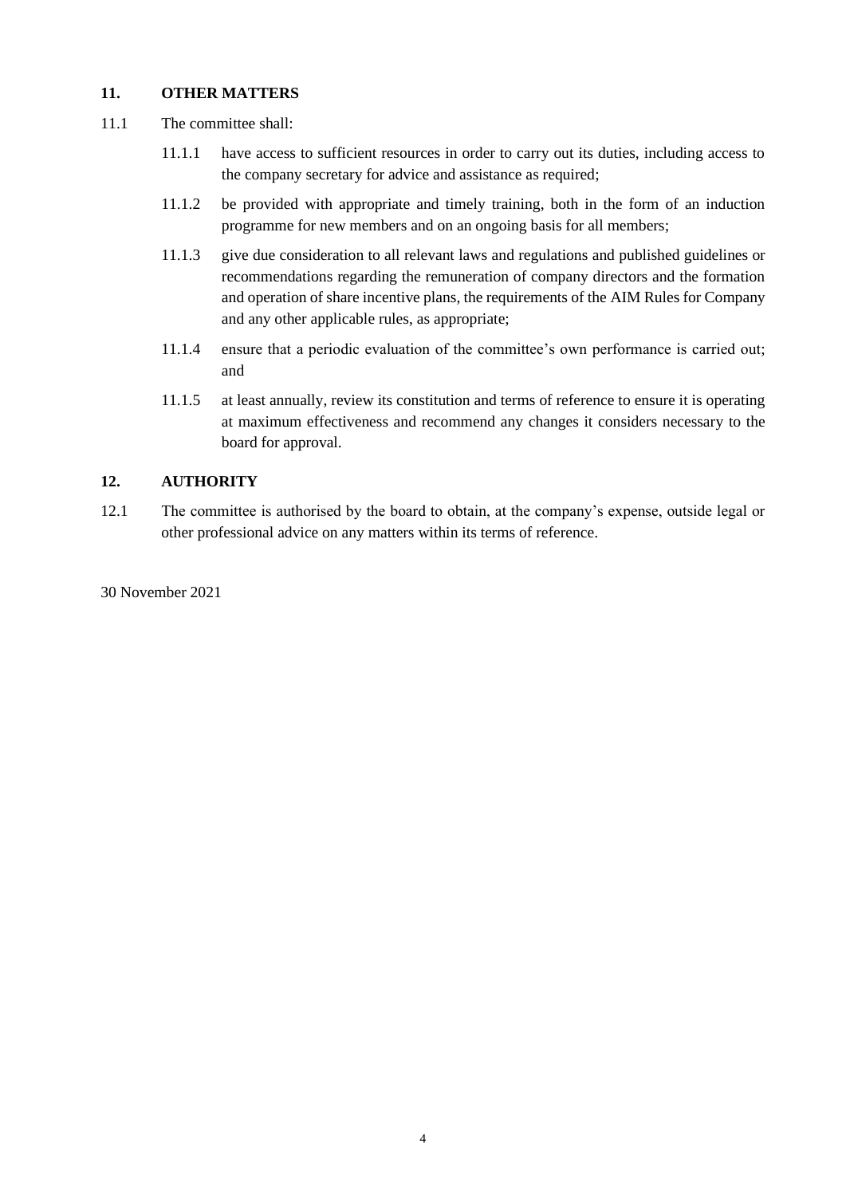## 11. OTHER MATTERS

11.1 The committee shall:

11.1.1 have access to sufficient resources in order to carry out its duties, including access to the company secretary for advice and assistance as required;

11.1.2 be provided with appropriate and timely training, both in the form of an induction programme for new members and on an ongoing basis for all members;

11.1.3 give due consideration to all relevant laws and regulations and published guidelines or recommendations regarding the remuneration of company directors and the formation and operation of share incentive plans, the requirements of the AIM Rules for Company and any other applicable rules, as appropriate;

11.1.4 ensure that a periodic evaluation of the committee's own performance is carried out; and

11.1.5 at least annually, review its constitution and terms of reference to ensure it is operating at maximum effectiveness and recommend any changes it considers necessary to the board for approval.

## 12. AUTHORITY

12.1 The committee is authorised by the board to obtain, at the company's expense, outside legal or other professional advice on any matters within its terms of reference.

30 November 2021